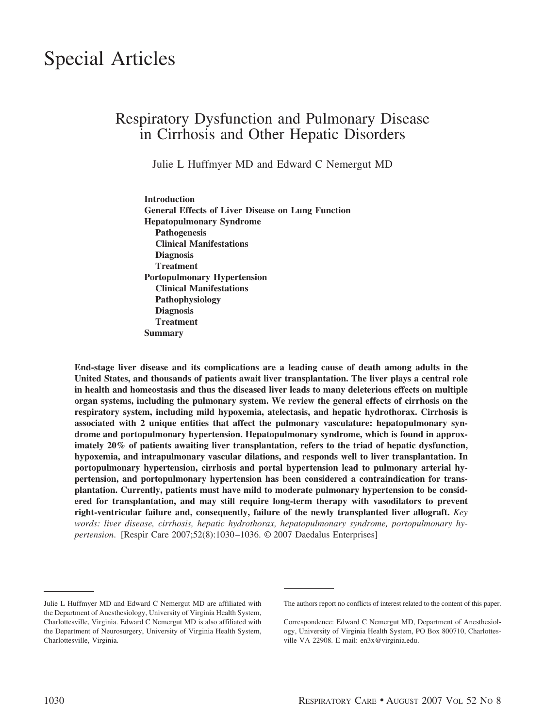# Special Articles

## Respiratory Dysfunction and Pulmonary Disease in Cirrhosis and Other Hepatic Disorders

Julie L Huffmyer MD and Edward C Nemergut MD

**Introduction**
**General Effects of Liver Disease on Lung Function**
**Hepatopulmonary Syndrome**
- **Pathogenesis**
- **Clinical Manifestations**
- **Diagnosis**
- **Treatment**

**Portopulmonary Hypertension**
- **Clinical Manifestations**
- **Pathophysiology**
- **Diagnosis**
- **Treatment**

**Summary**

**End-stage liver disease and its complications are a leading cause of death among adults in the United States, and thousands of patients await liver transplantation. The liver plays a central role in health and homeostasis and thus the diseased liver leads to many deleterious effects on multiple organ systems, including the pulmonary system. We review the general effects of cirrhosis on the respiratory system, including mild hypoxemia, atelectasis, and hepatic hydrothorax. Cirrhosis is associated with 2 unique entities that affect the pulmonary vasculature: hepatopulmonary syndrome and portopulmonary hypertension. Hepatopulmonary syndrome, which is found in approximately 20% of patients awaiting liver transplantation, refers to the triad of hepatic dysfunction, hypoxemia, and intrapulmonary vascular dilations, and responds well to liver transplantation. In portopulmonary hypertension, cirrhosis and portal hypertension lead to pulmonary arterial hypertension, and portopulmonary hypertension has been considered a contraindication for transplantation. Currently, patients must have mild to moderate pulmonary hypertension to be considered for transplantation, and may still require long-term therapy with vasodilators to prevent right-ventricular failure and, consequently, failure of the newly transplanted liver allograft.** *Key words: liver disease, cirrhosis, hepatic hydrothorax, hepatopulmonary syndrome, portopulmonary hypertension*. [Respir Care 2007;52(8):1030–1036. © 2007 Daedalus Enterprises]

---

Julie L Huffmyer MD and Edward C Nemergut MD are affiliated with the Department of Anesthesiology, University of Virginia Health System, Charlottesville, Virginia. Edward C Nemergut MD is also affiliated with the Department of Neurosurgery, University of Virginia Health System, Charlottesville, Virginia.

The authors report no conflicts of interest related to the content of this paper.

Correspondence: Edward C Nemergut MD, Department of Anesthesiology, University of Virginia Health System, PO Box 800710, Charlottesville VA 22908. E-mail: en3x@virginia.edu.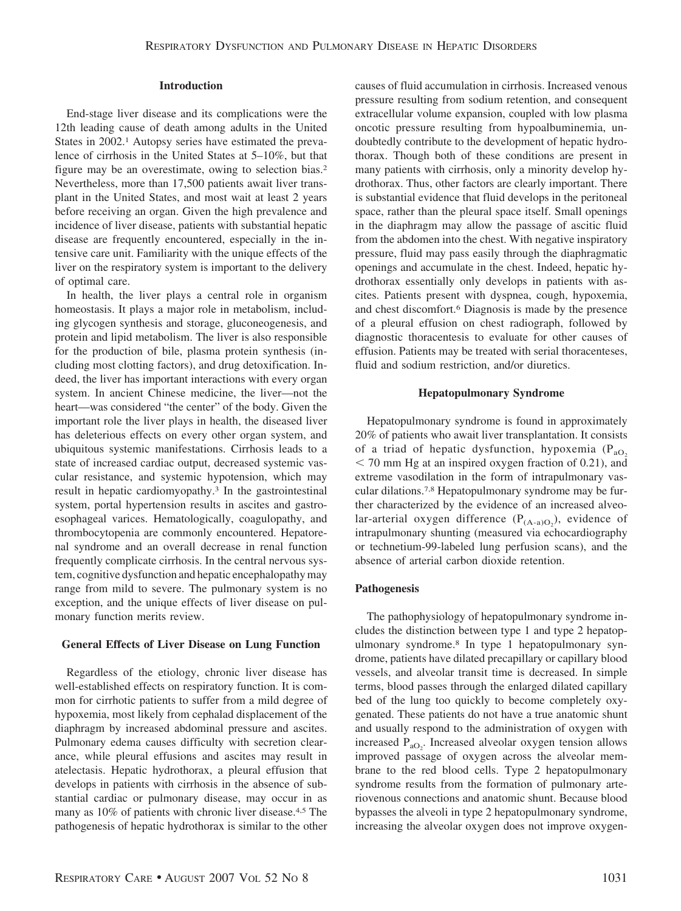## Introduction

End-stage liver disease and its complications were the 12th leading cause of death among adults in the United States in 2002.[1] Autopsy series have estimated the prevalence of cirrhosis in the United States at 5–10%, but that figure may be an overestimate, owing to selection bias.[2] Nevertheless, more than 17,500 patients await liver transplant in the United States, and most wait at least 2 years before receiving an organ. Given the high prevalence and incidence of liver disease, patients with substantial hepatic disease are frequently encountered, especially in the intensive care unit. Familiarity with the unique effects of the liver on the respiratory system is important to the delivery of optimal care.

In health, the liver plays a central role in organism homeostasis. It plays a major role in metabolism, including glycogen synthesis and storage, gluconeogenesis, and protein and lipid metabolism. The liver is also responsible for the production of bile, plasma protein synthesis (including most clotting factors), and drug detoxification. Indeed, the liver has important interactions with every organ system. In ancient Chinese medicine, the liver—not the heart—was considered "the center" of the body. Given the important role the liver plays in health, the diseased liver has deleterious effects on every other organ system, and ubiquitous systemic manifestations. Cirrhosis leads to a state of increased cardiac output, decreased systemic vascular resistance, and systemic hypotension, which may result in hepatic cardiomyopathy.[3] In the gastrointestinal system, portal hypertension results in ascites and gastroesophageal varices. Hematologically, coagulopathy, and thrombocytopenia are commonly encountered. Hepatorenal syndrome and an overall decrease in renal function frequently complicate cirrhosis. In the central nervous system, cognitive dysfunction and hepatic encephalopathy may range from mild to severe. The pulmonary system is no exception, and the unique effects of liver disease on pulmonary function merits review.

## General Effects of Liver Disease on Lung Function

Regardless of the etiology, chronic liver disease has well-established effects on respiratory function. It is common for cirrhotic patients to suffer from a mild degree of hypoxemia, most likely from cephalad displacement of the diaphragm by increased abdominal pressure and ascites. Pulmonary edema causes difficulty with secretion clearance, while pleural effusions and ascites may result in atelectasis. Hepatic hydrothorax, a pleural effusion that develops in patients with cirrhosis in the absence of substantial cardiac or pulmonary disease, may occur in as many as 10% of patients with chronic liver disease.[4,5] The pathogenesis of hepatic hydrothorax is similar to the other causes of fluid accumulation in cirrhosis. Increased venous pressure resulting from sodium retention, and consequent extracellular volume expansion, coupled with low plasma oncotic pressure resulting from hypoalbuminemia, undoubtedly contribute to the development of hepatic hydrothorax. Though both of these conditions are present in many patients with cirrhosis, only a minority develop hydrothorax. Thus, other factors are clearly important. There is substantial evidence that fluid develops in the peritoneal space, rather than the pleural space itself. Small openings in the diaphragm may allow the passage of ascitic fluid from the abdomen into the chest. With negative inspiratory pressure, fluid may pass easily through the diaphragmatic openings and accumulate in the chest. Indeed, hepatic hydrothorax essentially only develops in patients with ascites. Patients present with dyspnea, cough, hypoxemia, and chest discomfort.[6] Diagnosis is made by the presence of a pleural effusion on chest radiograph, followed by diagnostic thoracentesis to evaluate for other causes of effusion. Patients may be treated with serial thoracenteses, fluid and sodium restriction, and/or diuretics.

## Hepatopulmonary Syndrome

Hepatopulmonary syndrome is found in approximately 20% of patients who await liver transplantation. It consists of a triad of hepatic dysfunction, hypoxemia ($P_{aO_2}$ < 70 mm Hg at an inspired oxygen fraction of 0.21), and extreme vasodilation in the form of intrapulmonary vascular dilations.[7,8] Hepatopulmonary syndrome may be further characterized by the evidence of an increased alveolar-arterial oxygen difference ($P_{(A-a)O_2}$), evidence of intrapulmonary shunting (measured via echocardiography or technetium-99-labeled lung perfusion scans), and the absence of arterial carbon dioxide retention.

### Pathogenesis

The pathophysiology of hepatopulmonary syndrome includes the distinction between type 1 and type 2 hepatopulmonary syndrome.[8] In type 1 hepatopulmonary syndrome, patients have dilated precapillary or capillary blood vessels, and alveolar transit time is decreased. In simple terms, blood passes through the enlarged dilated capillary bed of the lung too quickly to become completely oxygenated. These patients do not have a true anatomic shunt and usually respond to the administration of oxygen with increased $P_{aO_2}$. Increased alveolar oxygen tension allows improved passage of oxygen across the alveolar membrane to the red blood cells. Type 2 hepatopulmonary syndrome results from the formation of pulmonary arteriovenous connections and anatomic shunt. Because blood bypasses the alveoli in type 2 hepatopulmonary syndrome, increasing the alveolar oxygen does not improve oxygen-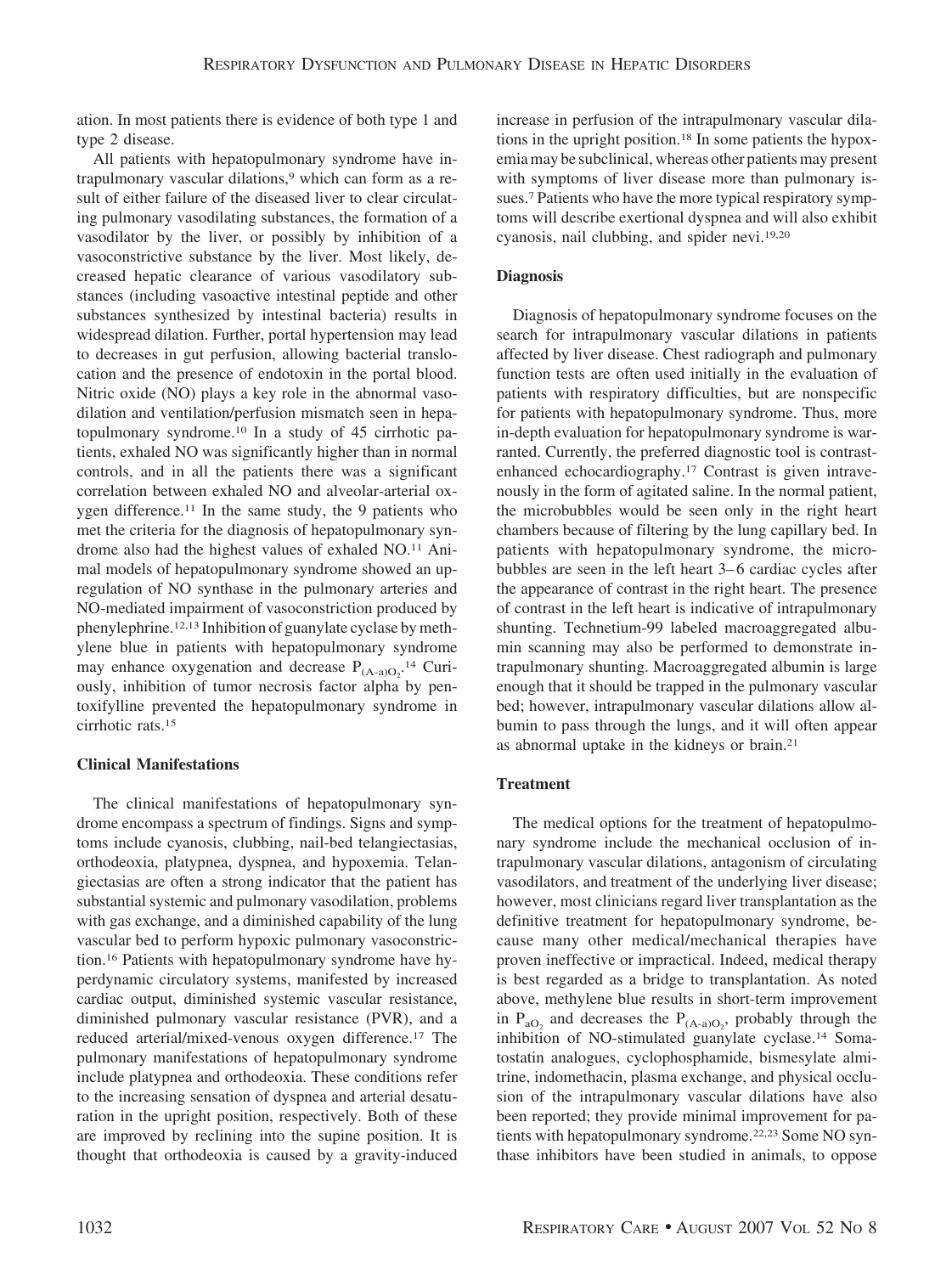ation. In most patients there is evidence of both type 1 and type 2 disease.

All patients with hepatopulmonary syndrome have intrapulmonary vascular dilations,[9] which can form as a result of either failure of the diseased liver to clear circulating pulmonary vasodilating substances, the formation of a vasodilator by the liver, or possibly by inhibition of a vasoconstrictive substance by the liver. Most likely, decreased hepatic clearance of various vasodilatory substances (including vasoactive intestinal peptide and other substances synthesized by intestinal bacteria) results in widespread dilation. Further, portal hypertension may lead to decreases in gut perfusion, allowing bacterial translocation and the presence of endotoxin in the portal blood. Nitric oxide (NO) plays a key role in the abnormal vasodilation and ventilation/perfusion mismatch seen in hepatopulmonary syndrome.[10] In a study of 45 cirrhotic patients, exhaled NO was significantly higher than in normal controls, and in all the patients there was a significant correlation between exhaled NO and alveolar-arterial oxygen difference.[11] In the same study, the 9 patients who met the criteria for the diagnosis of hepatopulmonary syndrome also had the highest values of exhaled NO.[11] Animal models of hepatopulmonary syndrome showed an upregulation of NO synthase in the pulmonary arteries and NO-mediated impairment of vasoconstriction produced by phenylephrine.[12,13] Inhibition of guanylate cyclase by methylene blue in patients with hepatopulmonary syndrome may enhance oxygenation and decrease $P_{(A-a)O_2}$.[14] Curiously, inhibition of tumor necrosis factor alpha by pentoxifylline prevented the hepatopulmonary syndrome in cirrhotic rats.[15]

### Clinical Manifestations

The clinical manifestations of hepatopulmonary syndrome encompass a spectrum of findings. Signs and symptoms include cyanosis, clubbing, nail-bed telangiectasias, orthodeoxia, platypnea, dyspnea, and hypoxemia. Telangiectasias are often a strong indicator that the patient has substantial systemic and pulmonary vasodilation, problems with gas exchange, and a diminished capability of the lung vascular bed to perform hypoxic pulmonary vasoconstriction.[16] Patients with hepatopulmonary syndrome have hyperdynamic circulatory systems, manifested by increased cardiac output, diminished systemic vascular resistance, diminished pulmonary vascular resistance (PVR), and a reduced arterial/mixed-venous oxygen difference.[17] The pulmonary manifestations of hepatopulmonary syndrome include platypnea and orthodeoxia. These conditions refer to the increasing sensation of dyspnea and arterial desaturation in the upright position, respectively. Both of these are improved by reclining into the supine position. It is thought that orthodeoxia is caused by a gravity-induced increase in perfusion of the intrapulmonary vascular dilations in the upright position.[18] In some patients the hypoxemia may be subclinical, whereas other patients may present with symptoms of liver disease more than pulmonary issues.[7] Patients who have the more typical respiratory symptoms will describe exertional dyspnea and will also exhibit cyanosis, nail clubbing, and spider nevi.[19,20]

### Diagnosis

Diagnosis of hepatopulmonary syndrome focuses on the search for intrapulmonary vascular dilations in patients affected by liver disease. Chest radiograph and pulmonary function tests are often used initially in the evaluation of patients with respiratory difficulties, but are nonspecific for patients with hepatopulmonary syndrome. Thus, more in-depth evaluation for hepatopulmonary syndrome is warranted. Currently, the preferred diagnostic tool is contrast-enhanced echocardiography.[17] Contrast is given intravenously in the form of agitated saline. In the normal patient, the microbubbles would be seen only in the right heart chambers because of filtering by the lung capillary bed. In patients with hepatopulmonary syndrome, the microbubbles are seen in the left heart 3–6 cardiac cycles after the appearance of contrast in the right heart. The presence of contrast in the left heart is indicative of intrapulmonary shunting. Technetium-99 labeled macroaggregated albumin scanning may also be performed to demonstrate intrapulmonary shunting. Macroaggregated albumin is large enough that it should be trapped in the pulmonary vascular bed; however, intrapulmonary vascular dilations allow albumin to pass through the lungs, and it will often appear as abnormal uptake in the kidneys or brain.[21]

### Treatment

The medical options for the treatment of hepatopulmonary syndrome include the mechanical occlusion of intrapulmonary vascular dilations, antagonism of circulating vasodilators, and treatment of the underlying liver disease; however, most clinicians regard liver transplantation as the definitive treatment for hepatopulmonary syndrome, because many other medical/mechanical therapies have proven ineffective or impractical. Indeed, medical therapy is best regarded as a bridge to transplantation. As noted above, methylene blue results in short-term improvement in $P_{aO_2}$ and decreases the $P_{(A-a)O_2}$, probably through the inhibition of NO-stimulated guanylate cyclase.[14] Somatostatin analogues, cyclophosphamide, bismesylate almitrine, indomethacin, plasma exchange, and physical occlusion of the intrapulmonary vascular dilations have also been reported; they provide minimal improvement for patients with hepatopulmonary syndrome.[22,23] Some NO synthase inhibitors have been studied in animals, to oppose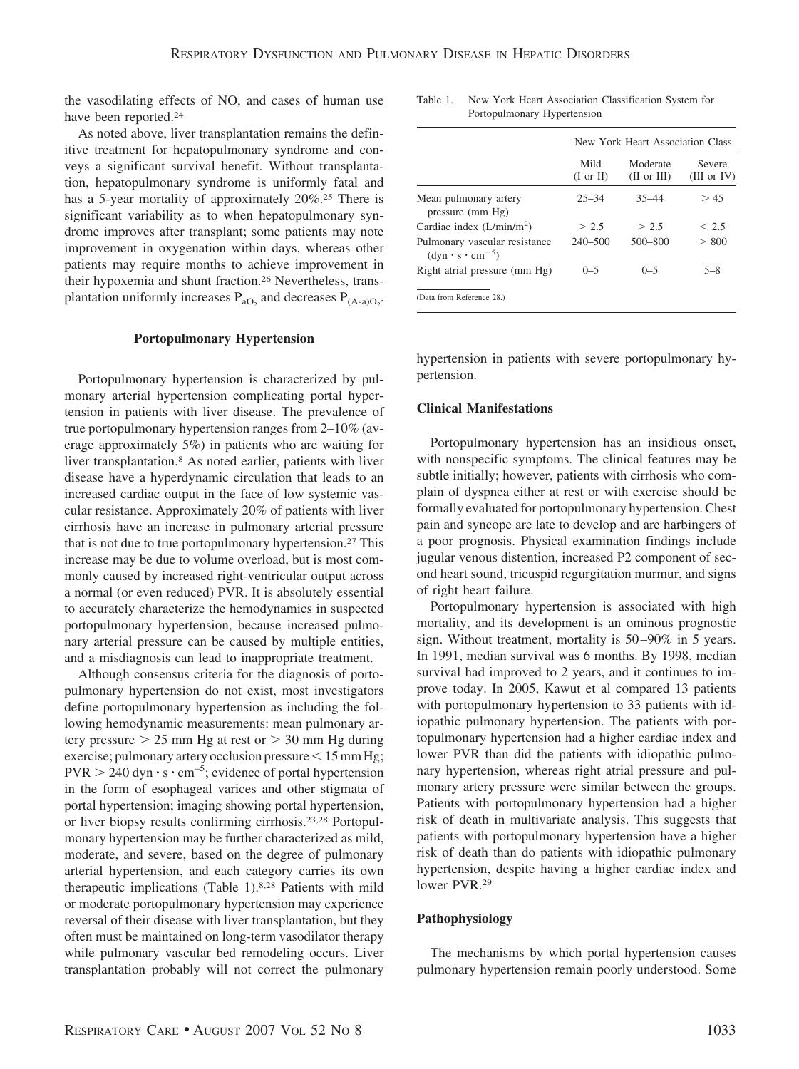the vasodilating effects of NO, and cases of human use have been reported.[24]

As noted above, liver transplantation remains the definitive treatment for hepatopulmonary syndrome and conveys a significant survival benefit. Without transplantation, hepatopulmonary syndrome is uniformly fatal and has a 5-year mortality of approximately 20%.[25] There is significant variability as to when hepatopulmonary syndrome improves after transplant; some patients may note improvement in oxygenation within days, whereas other patients may require months to achieve improvement in their hypoxemia and shunt fraction.[26] Nevertheless, transplantation uniformly increases $P_{aO_2}$ and decreases $P_{(A-a)O_2}$.

### Portopulmonary Hypertension

Portopulmonary hypertension is characterized by pulmonary arterial hypertension complicating portal hypertension in patients with liver disease. The prevalence of true portopulmonary hypertension ranges from 2–10% (average approximately 5%) in patients who are waiting for liver transplantation.[8] As noted earlier, patients with liver disease have a hyperdynamic circulation that leads to an increased cardiac output in the face of low systemic vascular resistance. Approximately 20% of patients with liver cirrhosis have an increase in pulmonary arterial pressure that is not due to true portopulmonary hypertension.[27] This increase may be due to volume overload, but is most commonly caused by increased right-ventricular output across a normal (or even reduced) PVR. It is absolutely essential to accurately characterize the hemodynamics in suspected portopulmonary hypertension, because increased pulmonary arterial pressure can be caused by multiple entities, and a misdiagnosis can lead to inappropriate treatment.

Although consensus criteria for the diagnosis of portopulmonary hypertension do not exist, most investigators define portopulmonary hypertension as including the following hemodynamic measurements: mean pulmonary artery pressure > 25 mm Hg at rest or > 30 mm Hg during exercise; pulmonary artery occlusion pressure < 15 mm Hg; PVR > 240 dyn · s · $cm^{-5}$; evidence of portal hypertension in the form of esophageal varices and other stigmata of portal hypertension; imaging showing portal hypertension, or liver biopsy results confirming cirrhosis.[23,28] Portopulmonary hypertension may be further characterized as mild, moderate, and severe, based on the degree of pulmonary arterial hypertension, and each category carries its own therapeutic implications (Table 1).[8,28] Patients with mild or moderate portopulmonary hypertension may experience reversal of their disease with liver transplantation, but they often must be maintained on long-term vasodilator therapy while pulmonary vascular bed remodeling occurs. Liver transplantation probably will not correct the pulmonary hypertension in patients with severe portopulmonary hypertension.

Table 1. New York Heart Association Classification System for Portopulmonary Hypertension

| | New York Heart Association Class | | |
|---|---|---|---|
| | Mild (I or II) | Moderate (II or III) | Severe (III or IV) |
| Mean pulmonary artery pressure (mm Hg) | 25–34 | 35–44 | > 45 |
| Cardiac index (L/min/$m^2$) | > 2.5 | > 2.5 | < 2.5 |
| Pulmonary vascular resistance (dyn · s · $cm^{-5}$) | 240–500 | 500–800 | > 800 |
| Right atrial pressure (mm Hg) | 0–5 | 0–5 | 5–8 |

(Data from Reference 28.)

### Clinical Manifestations

Portopulmonary hypertension has an insidious onset, with nonspecific symptoms. The clinical features may be subtle initially; however, patients with cirrhosis who complain of dyspnea either at rest or with exercise should be formally evaluated for portopulmonary hypertension. Chest pain and syncope are late to develop and are harbingers of a poor prognosis. Physical examination findings include jugular venous distention, increased P2 component of second heart sound, tricuspid regurgitation murmur, and signs of right heart failure.

Portopulmonary hypertension is associated with high mortality, and its development is an ominous prognostic sign. Without treatment, mortality is 50–90% in 5 years. In 1991, median survival was 6 months. By 1998, median survival had improved to 2 years, and it continues to improve today. In 2005, Kawut et al compared 13 patients with portopulmonary hypertension to 33 patients with idiopathic pulmonary hypertension. The patients with portopulmonary hypertension had a higher cardiac index and lower PVR than did the patients with idiopathic pulmonary hypertension, whereas right atrial pressure and pulmonary artery pressure were similar between the groups. Patients with portopulmonary hypertension had a higher risk of death in multivariate analysis. This suggests that patients with portopulmonary hypertension have a higher risk of death than do patients with idiopathic pulmonary hypertension, despite having a higher cardiac index and lower PVR.[29]

### Pathophysiology

The mechanisms by which portal hypertension causes pulmonary hypertension remain poorly understood. Some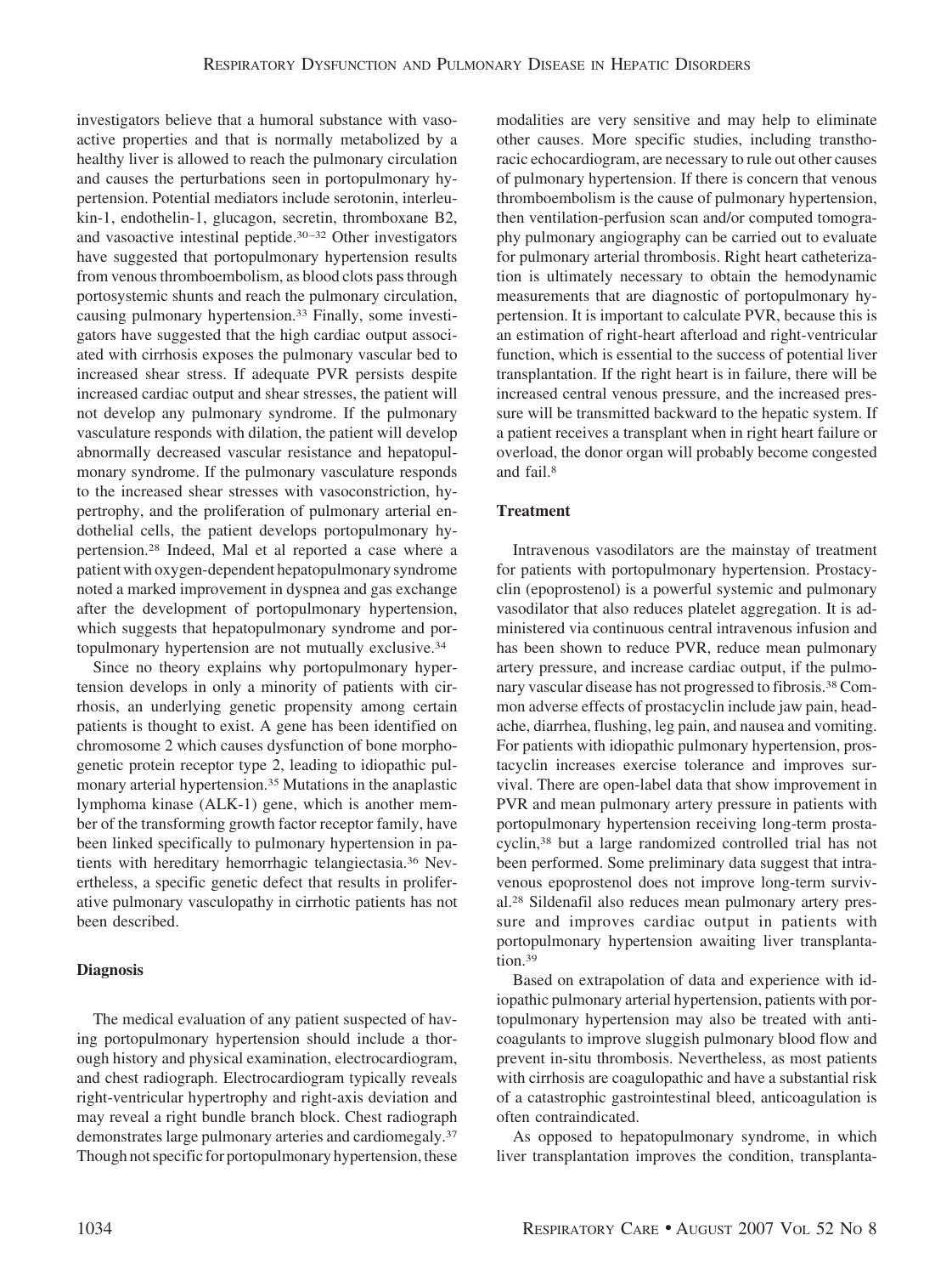investigators believe that a humoral substance with vasoactive properties and that is normally metabolized by a healthy liver is allowed to reach the pulmonary circulation and causes the perturbations seen in portopulmonary hypertension. Potential mediators include serotonin, interleukin-1, endothelin-1, glucagon, secretin, thromboxane B2, and vasoactive intestinal peptide.[30–32] Other investigators have suggested that portopulmonary hypertension results from venous thromboembolism, as blood clots pass through portosystemic shunts and reach the pulmonary circulation, causing pulmonary hypertension.[33] Finally, some investigators have suggested that the high cardiac output associated with cirrhosis exposes the pulmonary vascular bed to increased shear stress. If adequate PVR persists despite increased cardiac output and shear stresses, the patient will not develop any pulmonary syndrome. If the pulmonary vasculature responds with dilation, the patient will develop abnormally decreased vascular resistance and hepatopulmonary syndrome. If the pulmonary vasculature responds to the increased shear stresses with vasoconstriction, hypertrophy, and the proliferation of pulmonary arterial endothelial cells, the patient develops portopulmonary hypertension.[28] Indeed, Mal et al reported a case where a patient with oxygen-dependent hepatopulmonary syndrome noted a marked improvement in dyspnea and gas exchange after the development of portopulmonary hypertension, which suggests that hepatopulmonary syndrome and portopulmonary hypertension are not mutually exclusive.[34]

Since no theory explains why portopulmonary hypertension develops in only a minority of patients with cirrhosis, an underlying genetic propensity among certain patients is thought to exist. A gene has been identified on chromosome 2 which causes dysfunction of bone morphogenetic protein receptor type 2, leading to idiopathic pulmonary arterial hypertension.[35] Mutations in the anaplastic lymphoma kinase (ALK-1) gene, which is another member of the transforming growth factor receptor family, have been linked specifically to pulmonary hypertension in patients with hereditary hemorrhagic telangiectasia.[36] Nevertheless, a specific genetic defect that results in proliferative pulmonary vasculopathy in cirrhotic patients has not been described.

### Diagnosis

The medical evaluation of any patient suspected of having portopulmonary hypertension should include a thorough history and physical examination, electrocardiogram, and chest radiograph. Electrocardiogram typically reveals right-ventricular hypertrophy and right-axis deviation and may reveal a right bundle branch block. Chest radiograph demonstrates large pulmonary arteries and cardiomegaly.[37] Though not specific for portopulmonary hypertension, these modalities are very sensitive and may help to eliminate other causes. More specific studies, including transthoracic echocardiogram, are necessary to rule out other causes of pulmonary hypertension. If there is concern that venous thromboembolism is the cause of pulmonary hypertension, then ventilation-perfusion scan and/or computed tomography pulmonary angiography can be carried out to evaluate for pulmonary arterial thrombosis. Right heart catheterization is ultimately necessary to obtain the hemodynamic measurements that are diagnostic of portopulmonary hypertension. It is important to calculate PVR, because this is an estimation of right-heart afterload and right-ventricular function, which is essential to the success of potential liver transplantation. If the right heart is in failure, there will be increased central venous pressure, and the increased pressure will be transmitted backward to the hepatic system. If a patient receives a transplant when in right heart failure or overload, the donor organ will probably become congested and fail.[8]

### Treatment

Intravenous vasodilators are the mainstay of treatment for patients with portopulmonary hypertension. Prostacyclin (epoprostenol) is a powerful systemic and pulmonary vasodilator that also reduces platelet aggregation. It is administered via continuous central intravenous infusion and has been shown to reduce PVR, reduce mean pulmonary artery pressure, and increase cardiac output, if the pulmonary vascular disease has not progressed to fibrosis.[38] Common adverse effects of prostacyclin include jaw pain, headache, diarrhea, flushing, leg pain, and nausea and vomiting. For patients with idiopathic pulmonary hypertension, prostacyclin increases exercise tolerance and improves survival. There are open-label data that show improvement in PVR and mean pulmonary artery pressure in patients with portopulmonary hypertension receiving long-term prostacyclin,[38] but a large randomized controlled trial has not been performed. Some preliminary data suggest that intravenous epoprostenol does not improve long-term survival.[28] Sildenafil also reduces mean pulmonary artery pressure and improves cardiac output in patients with portopulmonary hypertension awaiting liver transplantation.[39]

Based on extrapolation of data and experience with idiopathic pulmonary arterial hypertension, patients with portopulmonary hypertension may also be treated with anticoagulants to improve sluggish pulmonary blood flow and prevent in-situ thrombosis. Nevertheless, as most patients with cirrhosis are coagulopathic and have a substantial risk of a catastrophic gastrointestinal bleed, anticoagulation is often contraindicated.

As opposed to hepatopulmonary syndrome, in which liver transplantation improves the condition, transplanta-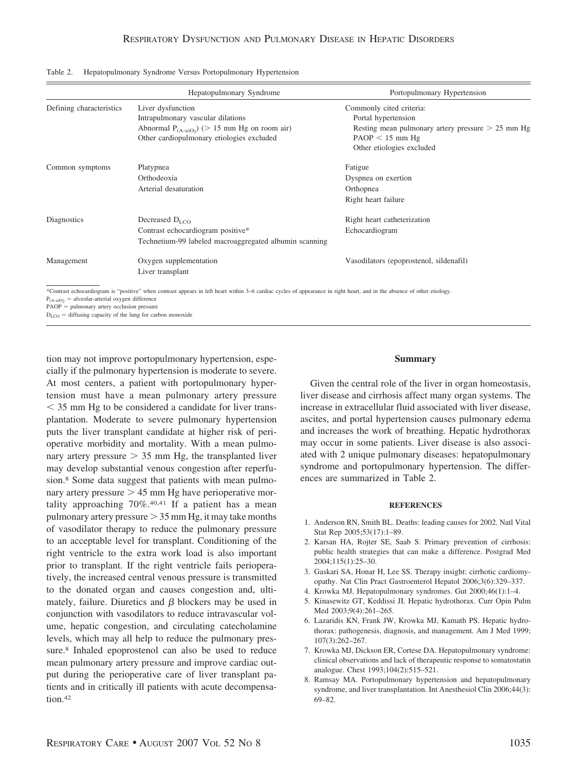Table 2. Hepatopulmonary Syndrome Versus Portopulmonary Hypertension

| | Hepatopulmonary Syndrome | Portopulmonary Hypertension |
|---|---|---|
| Defining characteristics | Liver dysfunction<br>Intrapulmonary vascular dilations<br>Abnormal $P_{(A\text{-}a)O_2}$ (> 15 mm Hg on room air)<br>Other cardiopulmonary etiologies excluded | Commonly cited criteria:<br>Portal hypertension<br>Resting mean pulmonary artery pressure > 25 mm Hg<br>PAOP < 15 mm Hg<br>Other etiologies excluded |
| Common symptoms | Platypnea<br>Orthodeoxia<br>Arterial desaturation | Fatigue<br>Dyspnea on exertion<br>Orthopnea<br>Right heart failure |
| Diagnostics | Decreased $D_{LCO}$<br>Contrast echocardiogram positive*<br>Technetium-99 labeled macroaggregated albumin scanning | Right heart catheterization<br>Echocardiogram |
| Management | Oxygen supplementation<br>Liver transplant | Vasodilators (epoprostenol, sildenafil) |

*Contrast echocardiogram is "positive" when contrast appears in left heart within 3–6 cardiac cycles of appearance in right heart, and in the absence of other etiology.
$P_{(A\text{-}a)O_2}$ = alveolar-arterial oxygen difference
PAOP = pulmonary artery occlusion pressure
$D_{LCO}$ = diffusing capacity of the lung for carbon monoxide

tion may not improve portopulmonary hypertension, especially if the pulmonary hypertension is moderate to severe. At most centers, a patient with portopulmonary hypertension must have a mean pulmonary artery pressure < 35 mm Hg to be considered a candidate for liver transplantation. Moderate to severe pulmonary hypertension puts the liver transplant candidate at higher risk of perioperative morbidity and mortality. With a mean pulmonary artery pressure > 35 mm Hg, the transplanted liver may develop substantial venous congestion after reperfusion.[8] Some data suggest that patients with mean pulmonary artery pressure > 45 mm Hg have perioperative mortality approaching 70%.[40,41] If a patient has a mean pulmonary artery pressure > 35 mm Hg, it may take months of vasodilator therapy to reduce the pulmonary pressure to an acceptable level for transplant. Conditioning of the right ventricle to the extra work load is also important prior to transplant. If the right ventricle fails perioperatively, the increased central venous pressure is transmitted to the donated organ and causes congestion and, ultimately, failure. Diuretics and $\beta$ blockers may be used in conjunction with vasodilators to reduce intravascular volume, hepatic congestion, and circulating catecholamine levels, which may all help to reduce the pulmonary pressure.[8] Inhaled epoprostenol can also be used to reduce mean pulmonary artery pressure and improve cardiac output during the perioperative care of liver transplant patients and in critically ill patients with acute decompensation.[42]

## Summary

Given the central role of the liver in organ homeostasis, liver disease and cirrhosis affect many organ systems. The increase in extracellular fluid associated with liver disease, ascites, and portal hypertension causes pulmonary edema and increases the work of breathing. Hepatic hydrothorax may occur in some patients. Liver disease is also associated with 2 unique pulmonary diseases: hepatopulmonary syndrome and portopulmonary hypertension. The differences are summarized in Table 2.

### REFERENCES

1. Anderson RN, Smith BL. Deaths: leading causes for 2002. Natl Vital Stat Rep 2005;53(17):1–89.
2. Karsan HA, Rojter SE, Saab S. Primary prevention of cirrhosis: public health strategies that can make a difference. Postgrad Med 2004;115(1):25–30.
3. Gaskari SA, Honar H, Lee SS. Therapy insight: cirrhotic cardiomyopathy. Nat Clin Pract Gastroenterol Hepatol 2006;3(6):329–337.
4. Krowka MJ. Hepatopulmonary syndromes. Gut 2000;46(1):1–4.
5. Kinasewitz GT, Keddissi JI. Hepatic hydrothorax. Curr Opin Pulm Med 2003;9(4):261–265.
6. Lazaridis KN, Frank JW, Krowka MJ, Kamath PS. Hepatic hydrothorax: pathogenesis, diagnosis, and management. Am J Med 1999; 107(3):262–267.
7. Krowka MJ, Dickson ER, Cortese DA. Hepatopulmonary syndrome: clinical observations and lack of therapeutic response to somatostatin analogue. Chest 1993;104(2):515–521.
8. Ramsay MA. Portopulmonary hypertension and hepatopulmonary syndrome, and liver transplantation. Int Anesthesiol Clin 2006;44(3): 69–82.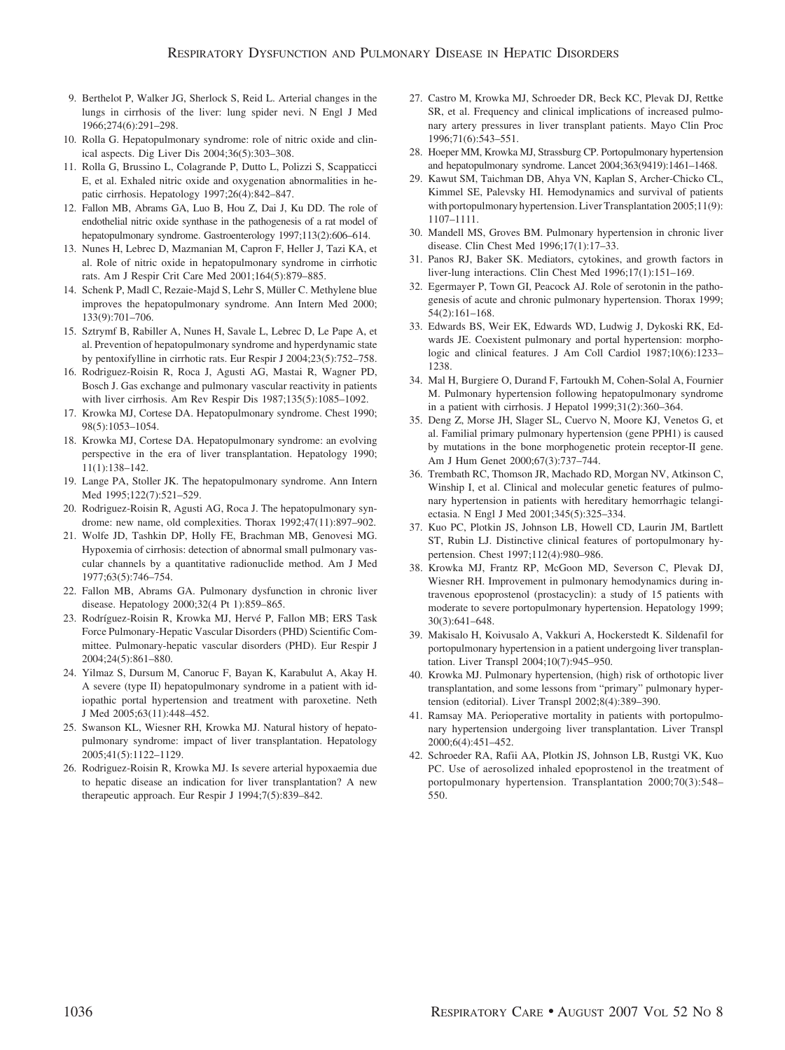9. Berthelot P, Walker JG, Sherlock S, Reid L. Arterial changes in the lungs in cirrhosis of the liver: lung spider nevi. N Engl J Med 1966;274(6):291–298.
10. Rolla G. Hepatopulmonary syndrome: role of nitric oxide and clinical aspects. Dig Liver Dis 2004;36(5):303–308.
11. Rolla G, Brussino L, Colagrande P, Dutto L, Polizzi S, Scappaticci E, et al. Exhaled nitric oxide and oxygenation abnormalities in hepatic cirrhosis. Hepatology 1997;26(4):842–847.
12. Fallon MB, Abrams GA, Luo B, Hou Z, Dai J, Ku DD. The role of endothelial nitric oxide synthase in the pathogenesis of a rat model of hepatopulmonary syndrome. Gastroenterology 1997;113(2):606–614.
13. Nunes H, Lebrec D, Mazmanian M, Capron F, Heller J, Tazi KA, et al. Role of nitric oxide in hepatopulmonary syndrome in cirrhotic rats. Am J Respir Crit Care Med 2001;164(5):879–885.
14. Schenk P, Madl C, Rezaie-Majd S, Lehr S, Müller C. Methylene blue improves the hepatopulmonary syndrome. Ann Intern Med 2000; 133(9):701–706.
15. Sztrymf B, Rabiller A, Nunes H, Savale L, Lebrec D, Le Pape A, et al. Prevention of hepatopulmonary syndrome and hyperdynamic state by pentoxifylline in cirrhotic rats. Eur Respir J 2004;23(5):752–758.
16. Rodriguez-Roisin R, Roca J, Agusti AG, Mastai R, Wagner PD, Bosch J. Gas exchange and pulmonary vascular reactivity in patients with liver cirrhosis. Am Rev Respir Dis 1987;135(5):1085–1092.
17. Krowka MJ, Cortese DA. Hepatopulmonary syndrome. Chest 1990; 98(5):1053–1054.
18. Krowka MJ, Cortese DA. Hepatopulmonary syndrome: an evolving perspective in the era of liver transplantation. Hepatology 1990; 11(1):138–142.
19. Lange PA, Stoller JK. The hepatopulmonary syndrome. Ann Intern Med 1995;122(7):521–529.
20. Rodriguez-Roisin R, Agusti AG, Roca J. The hepatopulmonary syndrome: new name, old complexities. Thorax 1992;47(11):897–902.
21. Wolfe JD, Tashkin DP, Holly FE, Brachman MB, Genovesi MG. Hypoxemia of cirrhosis: detection of abnormal small pulmonary vascular channels by a quantitative radionuclide method. Am J Med 1977;63(5):746–754.
22. Fallon MB, Abrams GA. Pulmonary dysfunction in chronic liver disease. Hepatology 2000;32(4 Pt 1):859–865.
23. Rodríguez-Roisin R, Krowka MJ, Hervé P, Fallon MB; ERS Task Force Pulmonary-Hepatic Vascular Disorders (PHD) Scientific Committee. Pulmonary-hepatic vascular disorders (PHD). Eur Respir J 2004;24(5):861–880.
24. Yilmaz S, Dursum M, Canoruc F, Bayan K, Karabulut A, Akay H. A severe (type II) hepatopulmonary syndrome in a patient with idiopathic portal hypertension and treatment with paroxetine. Neth J Med 2005;63(11):448–452.
25. Swanson KL, Wiesner RH, Krowka MJ. Natural history of hepatopulmonary syndrome: impact of liver transplantation. Hepatology 2005;41(5):1122–1129.
26. Rodriguez-Roisin R, Krowka MJ. Is severe arterial hypoxaemia due to hepatic disease an indication for liver transplantation? A new therapeutic approach. Eur Respir J 1994;7(5):839–842.
27. Castro M, Krowka MJ, Schroeder DR, Beck KC, Plevak DJ, Rettke SR, et al. Frequency and clinical implications of increased pulmonary artery pressures in liver transplant patients. Mayo Clin Proc 1996;71(6):543–551.
28. Hoeper MM, Krowka MJ, Strassburg CP. Portopulmonary hypertension and hepatopulmonary syndrome. Lancet 2004;363(9419):1461–1468.
29. Kawut SM, Taichman DB, Ahya VN, Kaplan S, Archer-Chicko CL, Kimmel SE, Palevsky HI. Hemodynamics and survival of patients with portopulmonary hypertension. Liver Transplantation 2005;11(9): 1107–1111.
30. Mandell MS, Groves BM. Pulmonary hypertension in chronic liver disease. Clin Chest Med 1996;17(1):17–33.
31. Panos RJ, Baker SK. Mediators, cytokines, and growth factors in liver-lung interactions. Clin Chest Med 1996;17(1):151–169.
32. Egermayer P, Town GI, Peacock AJ. Role of serotonin in the pathogenesis of acute and chronic pulmonary hypertension. Thorax 1999; 54(2):161–168.
33. Edwards BS, Weir EK, Edwards WD, Ludwig J, Dykoski RK, Edwards JE. Coexistent pulmonary and portal hypertension: morphologic and clinical features. J Am Coll Cardiol 1987;10(6):1233–1238.
34. Mal H, Burgiere O, Durand F, Fartoukh M, Cohen-Solal A, Fournier M. Pulmonary hypertension following hepatopulmonary syndrome in a patient with cirrhosis. J Hepatol 1999;31(2):360–364.
35. Deng Z, Morse JH, Slager SL, Cuervo N, Moore KJ, Venetos G, et al. Familial primary pulmonary hypertension (gene PPH1) is caused by mutations in the bone morphogenetic protein receptor-II gene. Am J Hum Genet 2000;67(3):737–744.
36. Trembath RC, Thomson JR, Machado RD, Morgan NV, Atkinson C, Winship I, et al. Clinical and molecular genetic features of pulmonary hypertension in patients with hereditary hemorrhagic telangiectasia. N Engl J Med 2001;345(5):325–334.
37. Kuo PC, Plotkin JS, Johnson LB, Howell CD, Laurin JM, Bartlett ST, Rubin LJ. Distinctive clinical features of portopulmonary hypertension. Chest 1997;112(4):980–986.
38. Krowka MJ, Frantz RP, McGoon MD, Severson C, Plevak DJ, Wiesner RH. Improvement in pulmonary hemodynamics during intravenous epoprostenol (prostacyclin): a study of 15 patients with moderate to severe portopulmonary hypertension. Hepatology 1999; 30(3):641–648.
39. Makisalo H, Koivusalo A, Vakkuri A, Hockerstedt K. Sildenafil for portopulmonary hypertension in a patient undergoing liver transplantation. Liver Transpl 2004;10(7):945–950.
40. Krowka MJ. Pulmonary hypertension, (high) risk of orthotopic liver transplantation, and some lessons from "primary" pulmonary hypertension (editorial). Liver Transpl 2002;8(4):389–390.
41. Ramsay MA. Perioperative mortality in patients with portopulmonary hypertension undergoing liver transplantation. Liver Transpl 2000;6(4):451–452.
42. Schroeder RA, Rafii AA, Plotkin JS, Johnson LB, Rustgi VK, Kuo PC. Use of aerosolized inhaled epoprostenol in the treatment of portopulmonary hypertension. Transplantation 2000;70(3):548–550.